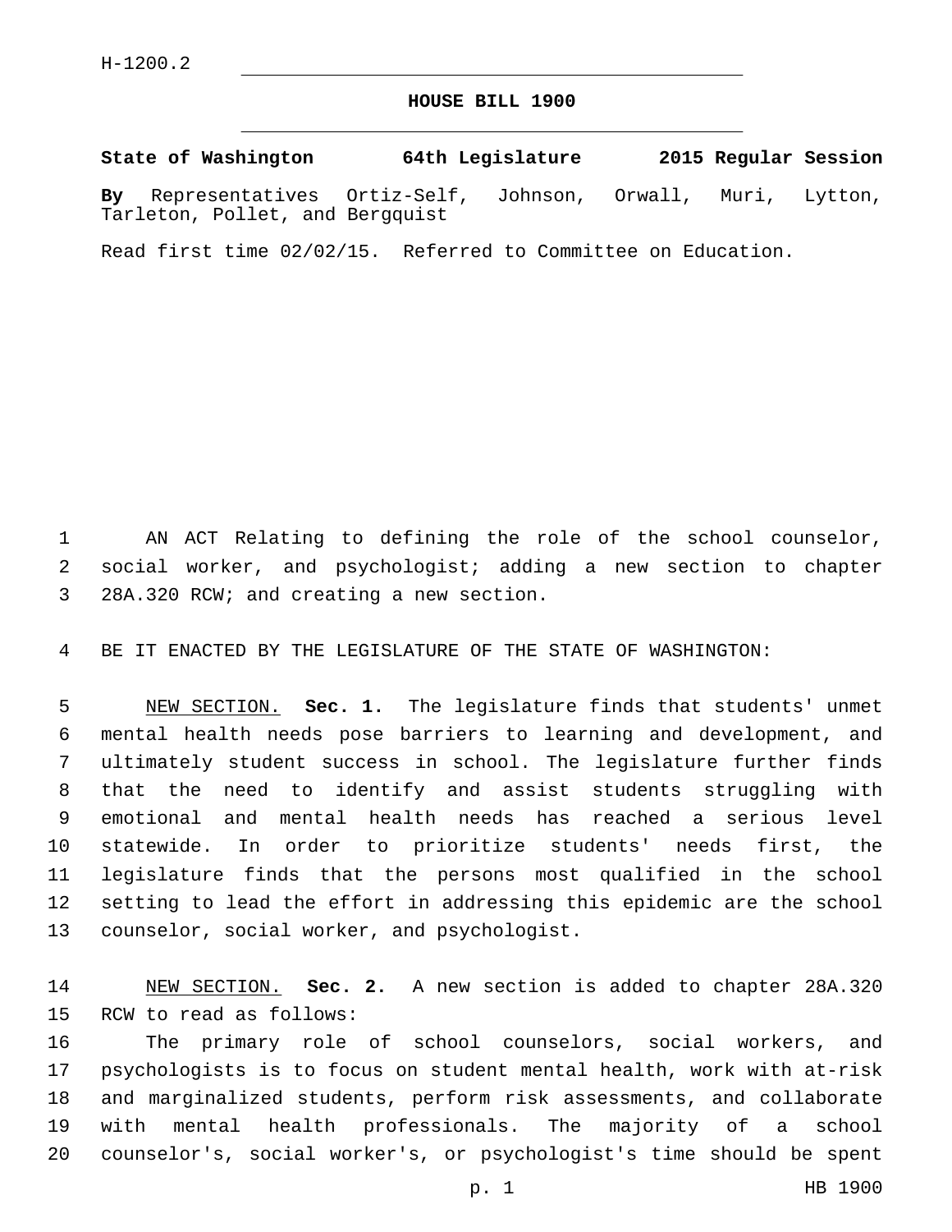H-1200.2

# HOUSE BILL 1900

**State of Washington 64th Legislature 2015 Regular Session**

**By** Representatives Ortiz-Self, Johnson, Orwall, Muri, Lytton, Tarleton, Pollet, and Bergquist

Read first time 02/02/15. Referred to Committee on Education.

AN ACT Relating to defining the role of the school counselor, social worker, and psychologist; adding a new section to chapter 28A.320 RCW; and creating a new section.

BE IT ENACTED BY THE LEGISLATURE OF THE STATE OF WASHINGTON:

NEW SECTION. **Sec. 1.** The legislature finds that students' unmet mental health needs pose barriers to learning and development, and ultimately student success in school. The legislature further finds that the need to identify and assist students struggling with emotional and mental health needs has reached a serious level statewide. In order to prioritize students' needs first, the legislature finds that the persons most qualified in the school setting to lead the effort in addressing this epidemic are the school counselor, social worker, and psychologist.

NEW SECTION. **Sec. 2.** A new section is added to chapter 28A.320 RCW to read as follows:

The primary role of school counselors, social workers, and psychologists is to focus on student mental health, work with at-risk and marginalized students, perform risk assessments, and collaborate with mental health professionals. The majority of a school counselor's, social worker's, or psychologist's time should be spent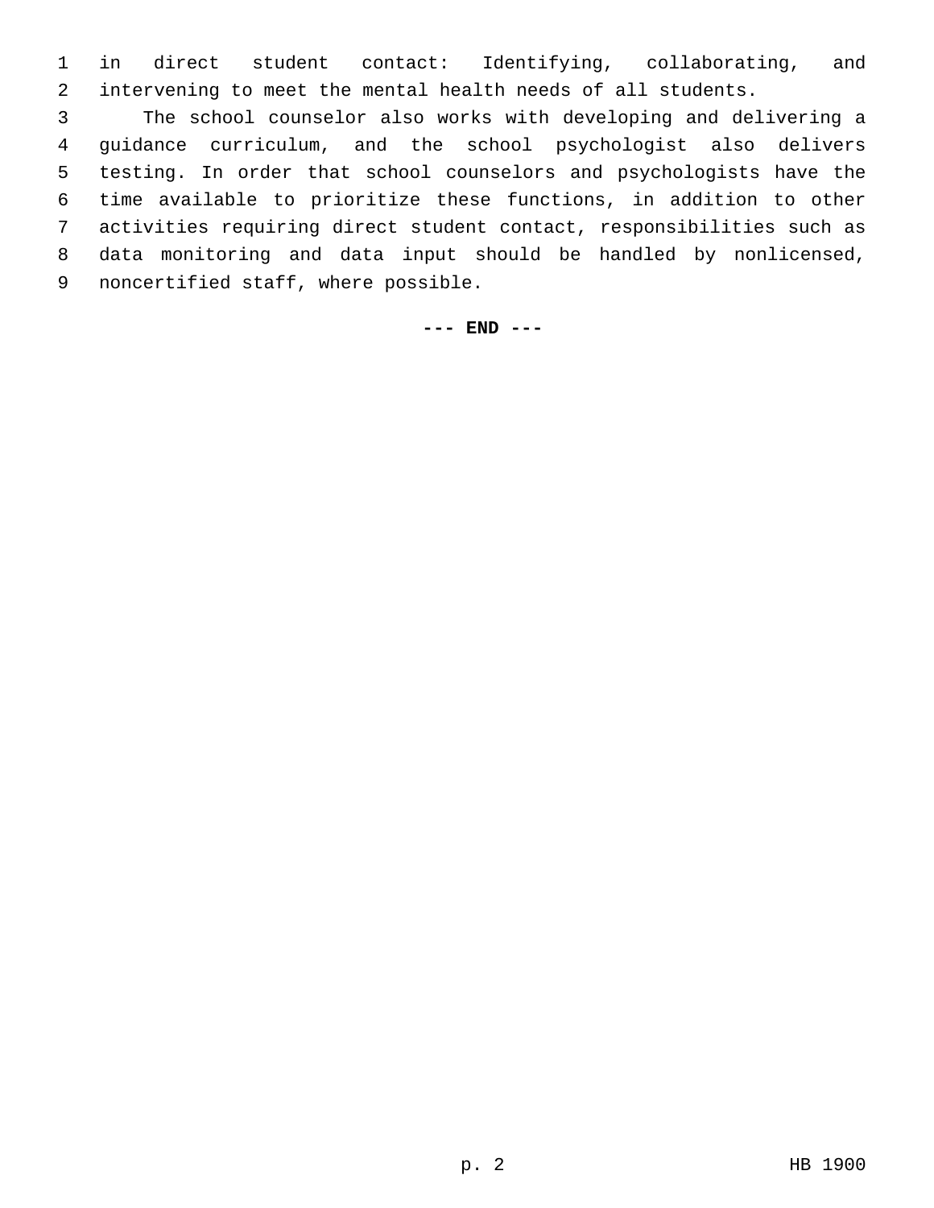in direct student contact: Identifying, collaborating, and intervening to meet the mental health needs of all students.

The school counselor also works with developing and delivering a guidance curriculum, and the school psychologist also delivers testing. In order that school counselors and psychologists have the time available to prioritize these functions, in addition to other activities requiring direct student contact, responsibilities such as data monitoring and data input should be handled by nonlicensed, noncertified staff, where possible.

**--- END ---**